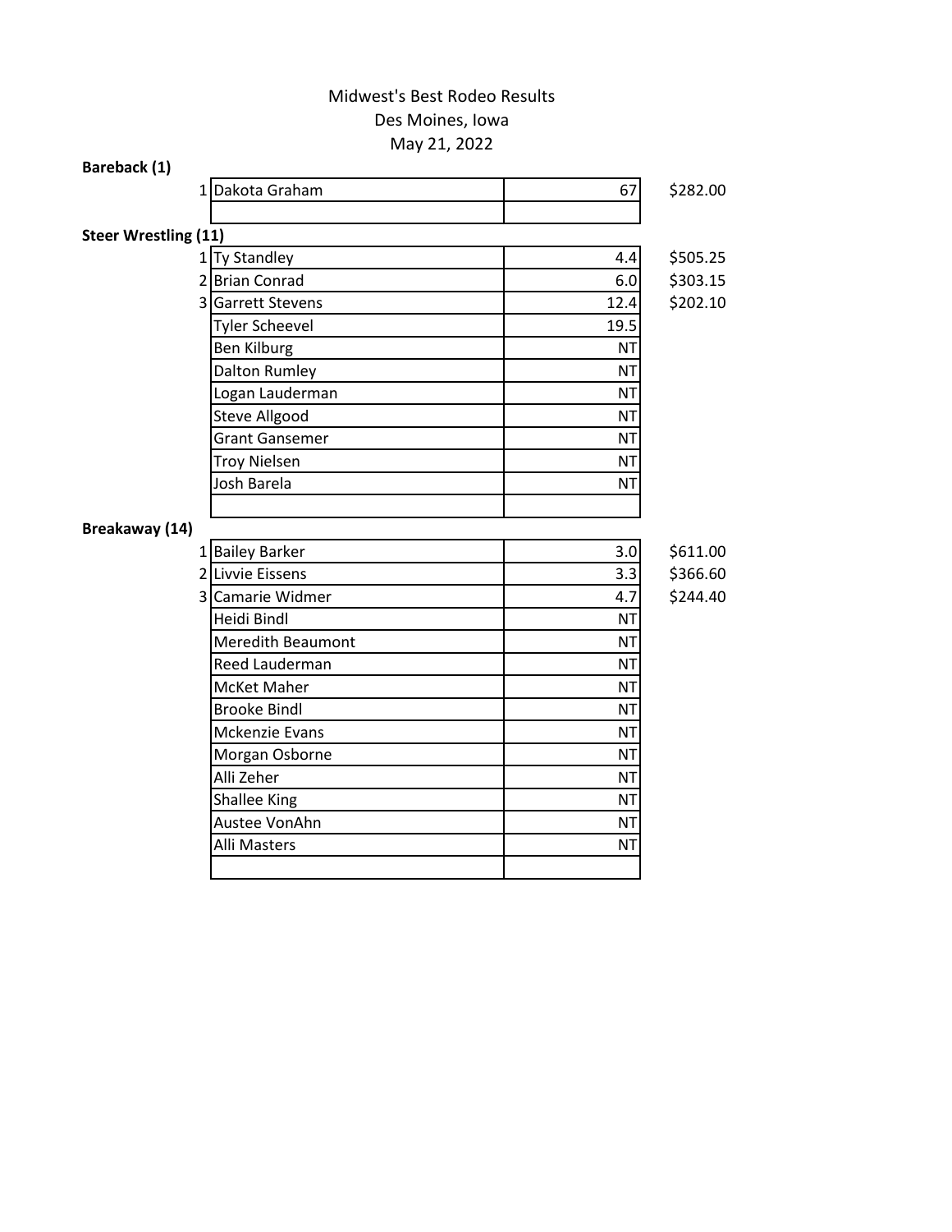# Midwest's Best Rodeo Results

Des Moines, Iowa

May 21, 2022

**Bareback (1)**

| Place | Name | Score | Payout |
|---|---|---|---|
| 1 | Dakota Graham | 67 | $282.00 |
| | | | |

**Steer Wrestling (11)**

| Place | Name | Time | Payout |
|---|---|---|---|
| 1 | Ty Standley | 4.4 | $505.25 |
| 2 | Brian Conrad | 6.0 | $303.15 |
| 3 | Garrett Stevens | 12.4 | $202.10 |
| | Tyler Scheevel | 19.5 | |
| | Ben Kilburg | NT | |
| | Dalton Rumley | NT | |
| | Logan Lauderman | NT | |
| | Steve Allgood | NT | |
| | Grant Gansemer | NT | |
| | Troy Nielsen | NT | |
| | Josh Barela | NT | |
| | | | |

**Breakaway (14)**

| Place | Name | Time | Payout |
|---|---|---|---|
| 1 | Bailey Barker | 3.0 | $611.00 |
| 2 | Livvie Eissens | 3.3 | $366.60 |
| 3 | Camarie Widmer | 4.7 | $244.40 |
| | Heidi Bindl | NT | |
| | Meredith Beaumont | NT | |
| | Reed Lauderman | NT | |
| | McKet Maher | NT | |
| | Brooke Bindl | NT | |
| | Mckenzie Evans | NT | |
| | Morgan Osborne | NT | |
| | Alli Zeher | NT | |
| | Shallee King | NT | |
| | Austee VonAhn | NT | |
| | Alli Masters | NT | |
| | | | |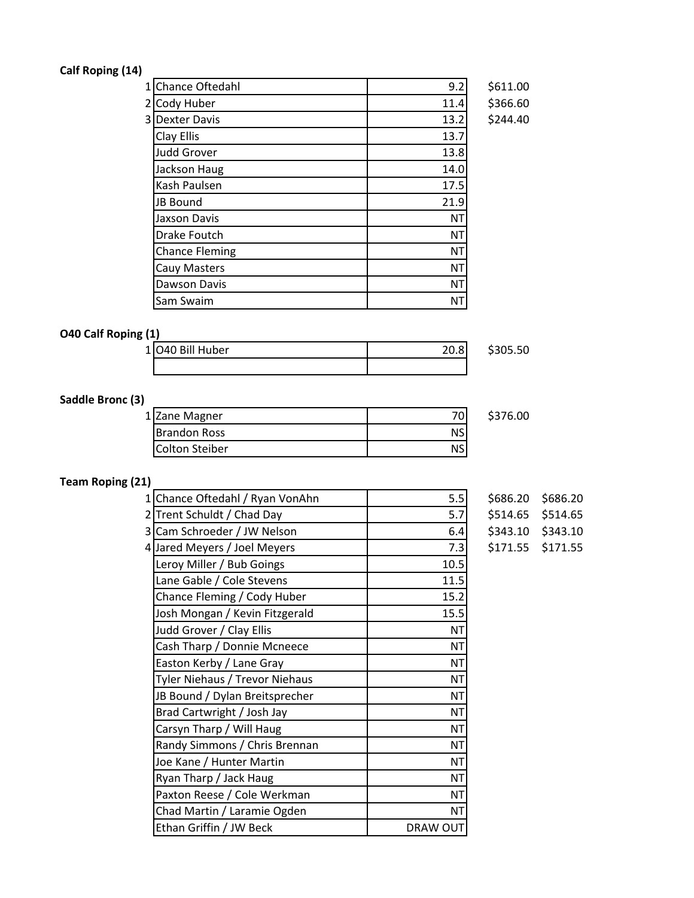**Calf Roping (14)**

| Place | Name | Time | Payout |
|---|---|---|---|
| 1 | Chance Oftedahl | 9.2 | $611.00 |
| 2 | Cody Huber | 11.4 | $366.60 |
| 3 | Dexter Davis | 13.2 | $244.40 |
| | Clay Ellis | 13.7 | |
| | Judd Grover | 13.8 | |
| | Jackson Haug | 14.0 | |
| | Kash Paulsen | 17.5 | |
| | JB Bound | 21.9 | |
| | Jaxson Davis | NT | |
| | Drake Foutch | NT | |
| | Chance Fleming | NT | |
| | Cauy Masters | NT | |
| | Dawson Davis | NT | |
| | Sam Swaim | NT | |

**O40 Calf Roping (1)**

| Place | Name | Time | Payout |
|---|---|---|---|
| 1 | O40 Bill Huber | 20.8 | $305.50 |
| | | | |

**Saddle Bronc (3)**

| Place | Name | Score | Payout |
|---|---|---|---|
| 1 | Zane Magner | 70 | $376.00 |
| | Brandon Ross | NS | |
| | Colton Steiber | NS | |

**Team Roping (21)**

| Place | Team | Time | Payout | Payout |
|---|---|---|---|---|
| 1 | Chance Oftedahl / Ryan VonAhn | 5.5 | $686.20 | $686.20 |
| 2 | Trent Schuldt / Chad Day | 5.7 | $514.65 | $514.65 |
| 3 | Cam Schroeder / JW Nelson | 6.4 | $343.10 | $343.10 |
| 4 | Jared Meyers / Joel Meyers | 7.3 | $171.55 | $171.55 |
| | Leroy Miller / Bub Goings | 10.5 | | |
| | Lane Gable / Cole Stevens | 11.5 | | |
| | Chance Fleming / Cody Huber | 15.2 | | |
| | Josh Mongan / Kevin Fitzgerald | 15.5 | | |
| | Judd Grover / Clay Ellis | NT | | |
| | Cash Tharp / Donnie Mcneece | NT | | |
| | Easton Kerby / Lane Gray | NT | | |
| | Tyler Niehaus / Trevor Niehaus | NT | | |
| | JB Bound / Dylan Breitsprecher | NT | | |
| | Brad Cartwright / Josh Jay | NT | | |
| | Carsyn Tharp / Will Haug | NT | | |
| | Randy Simmons / Chris Brennan | NT | | |
| | Joe Kane / Hunter Martin | NT | | |
| | Ryan Tharp / Jack Haug | NT | | |
| | Paxton Reese / Cole Werkman | NT | | |
| | Chad Martin / Laramie Ogden | NT | | |
| | Ethan Griffin / JW Beck | DRAW OUT | | |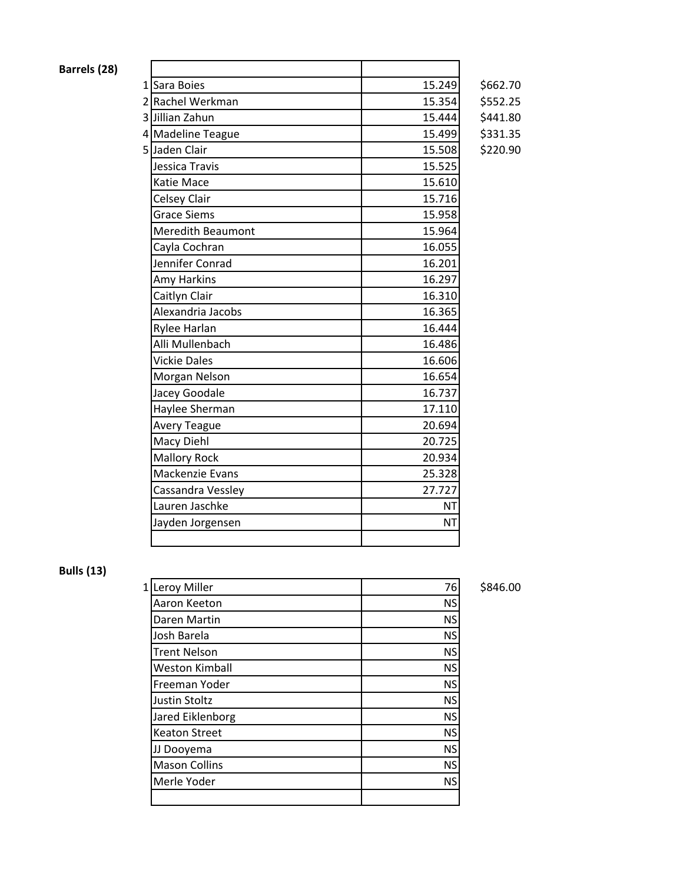**Barrels (28)**

| | | | |
|---|---|---|---|
| 1 | Sara Boies | 15.249 | $662.70 |
| 2 | Rachel Werkman | 15.354 | $552.25 |
| 3 | Jillian Zahun | 15.444 | $441.80 |
| 4 | Madeline Teague | 15.499 | $331.35 |
| 5 | Jaden Clair | 15.508 | $220.90 |
| | Jessica Travis | 15.525 | |
| | Katie Mace | 15.610 | |
| | Celsey Clair | 15.716 | |
| | Grace Siems | 15.958 | |
| | Meredith Beaumont | 15.964 | |
| | Cayla Cochran | 16.055 | |
| | Jennifer Conrad | 16.201 | |
| | Amy Harkins | 16.297 | |
| | Caitlyn Clair | 16.310 | |
| | Alexandria Jacobs | 16.365 | |
| | Rylee Harlan | 16.444 | |
| | Alli Mullenbach | 16.486 | |
| | Vickie Dales | 16.606 | |
| | Morgan Nelson | 16.654 | |
| | Jacey Goodale | 16.737 | |
| | Haylee Sherman | 17.110 | |
| | Avery Teague | 20.694 | |
| | Macy Diehl | 20.725 | |
| | Mallory Rock | 20.934 | |
| | Mackenzie Evans | 25.328 | |
| | Cassandra Vessley | 27.727 | |
| | Lauren Jaschke | NT | |
| | Jayden Jorgensen | NT | |

**Bulls (13)**

| | | | |
|---|---|---|---|
| 1 | Leroy Miller | 76 | $846.00 |
| | Aaron Keeton | NS | |
| | Daren Martin | NS | |
| | Josh Barela | NS | |
| | Trent Nelson | NS | |
| | Weston Kimball | NS | |
| | Freeman Yoder | NS | |
| | Justin Stoltz | NS | |
| | Jared Eiklenborg | NS | |
| | Keaton Street | NS | |
| | JJ Dooyema | NS | |
| | Mason Collins | NS | |
| | Merle Yoder | NS | |